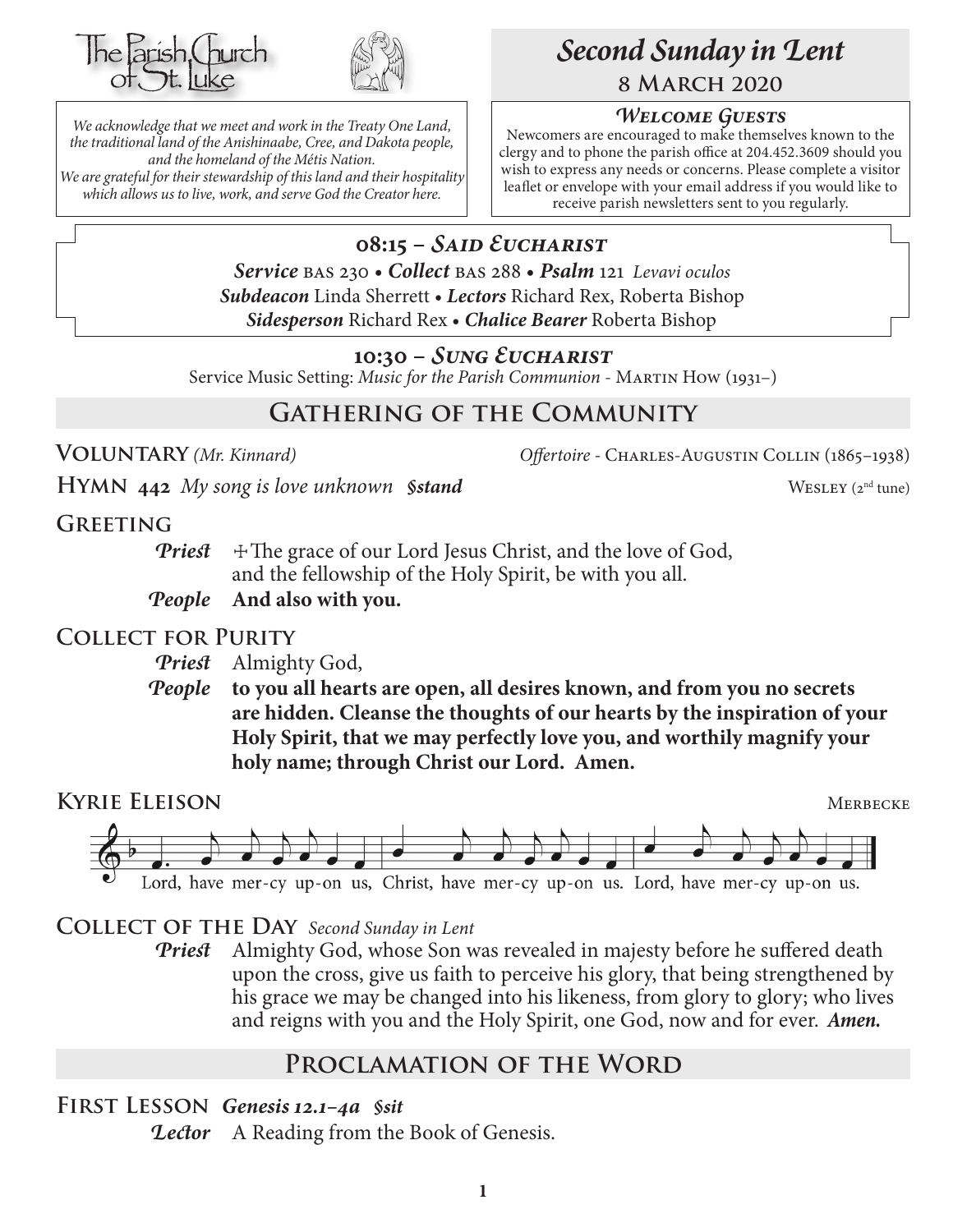The Parish Church of St. Luke

*We acknowledge that we meet and work in the Treaty One Land, the traditional land of the Anishinaabe, Cree, and Dakota people, and the homeland of the Métis Nation. We are grateful for their stewardship of this land and their hospitality which allows us to live, work, and serve God the Creator here.*

# *Second Sunday in Lent*

## 8 March 2020

### *Welcome Guests*

Newcomers are encouraged to make themselves known to the clergy and to phone the parish office at 204.452.3609 should you wish to express any needs or concerns. Please complete a visitor leaflet or envelope with your email address if you would like to receive parish newsletters sent to you regularly.

## 08:15 – *Said Eucharist*

***Service*** BAS 230 • ***Collect*** BAS 288 • ***Psalm*** 121 *Levavi oculos*
***Subdeacon*** Linda Sherrett • ***Lectors*** Richard Rex, Roberta Bishop
***Sidesperson*** Richard Rex • ***Chalice Bearer*** Roberta Bishop

## 10:30 – *Sung Eucharist*

Service Music Setting: *Music for the Parish Communion* - Martin How (1931–)

## Gathering of the Community

**Voluntary** *(Mr. Kinnard)* — *Offertoire* - Charles-Augustin Collin (1865–1938)

**Hymn 442** *My song is love unknown* ***§stand*** — Wesley (2nd tune)

**Greeting**

***Priest*** ✠The grace of our Lord Jesus Christ, and the love of God, and the fellowship of the Holy Spirit, be with you all.

***People*** **And also with you.**

**Collect for Purity**

***Priest*** Almighty God,

***People*** **to you all hearts are open, all desires known, and from you no secrets are hidden. Cleanse the thoughts of our hearts by the inspiration of your Holy Spirit, that we may perfectly love you, and worthily magnify your holy name; through Christ our Lord. Amen.**

**Kyrie Eleison** — Merbecke

Lord, have mer-cy up-on us, Christ, have mer-cy up-on us. Lord, have mer-cy up-on us.

**Collect of the Day** *Second Sunday in Lent*

***Priest*** Almighty God, whose Son was revealed in majesty before he suffered death upon the cross, give us faith to perceive his glory, that being strengthened by his grace we may be changed into his likeness, from glory to glory; who lives and reigns with you and the Holy Spirit, one God, now and for ever. ***Amen.***

## Proclamation of the Word

**First Lesson** ***Genesis 12.1–4a §sit***

***Lector*** A Reading from the Book of Genesis.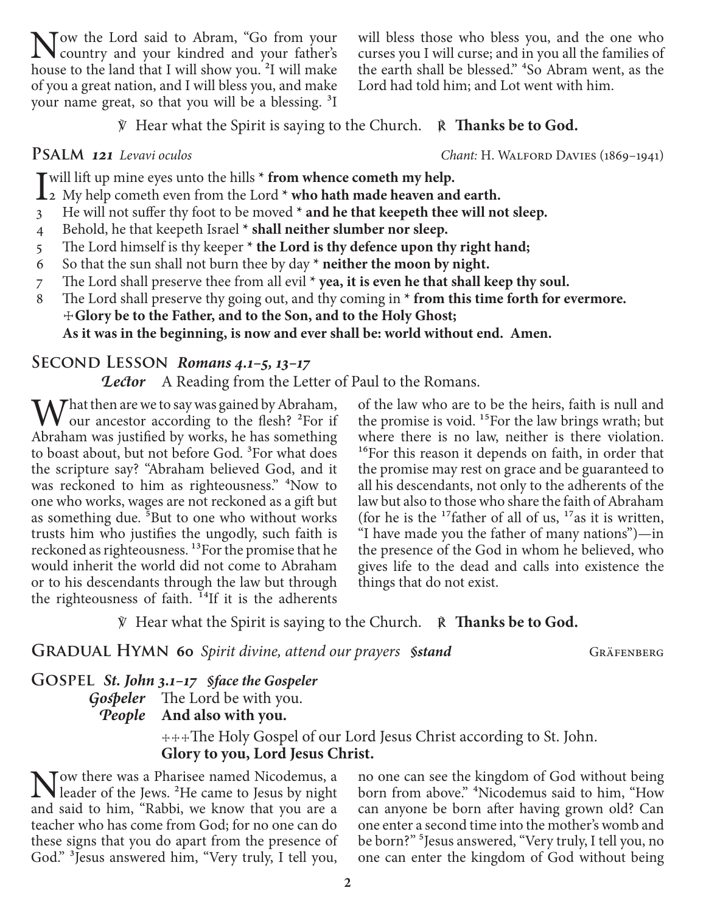Now the Lord said to Abram, "Go from your country and your kindred and your father's house to the land that I will show you. [2]I will make of you a great nation, and I will bless you, and make your name great, so that you will be a blessing. [3]I will bless those who bless you, and the one who curses you I will curse; and in you all the families of the earth shall be blessed." [4]So Abram went, as the Lord had told him; and Lot went with him.

℣ Hear what the Spirit is saying to the Church. ℟ **Thanks be to God.**

## Psalm 121 *Levavi oculos*

*Chant:* H. Walford Davies (1869–1941)

I will lift up mine eyes unto the hills * **from whence cometh my help.**

2 My help cometh even from the Lord * **who hath made heaven and earth.**

3 He will not suffer thy foot to be moved * **and he that keepeth thee will not sleep.**

4 Behold, he that keepeth Israel * **shall neither slumber nor sleep.**

5 The Lord himself is thy keeper * **the Lord is thy defence upon thy right hand;**

6 So that the sun shall not burn thee by day * **neither the moon by night.**

7 The Lord shall preserve thee from all evil * **yea, it is even he that shall keep thy soul.**

8 The Lord shall preserve thy going out, and thy coming in * **from this time forth for evermore.**

☩ **Glory be to the Father, and to the Son, and to the Holy Ghost;**
**As it was in the beginning, is now and ever shall be: world without end. Amen.**

## Second Lesson *Romans 4.1–5, 13–17*

***Lector*** A Reading from the Letter of Paul to the Romans.

What then are we to say was gained by Abraham, our ancestor according to the flesh? [2]For if Abraham was justified by works, he has something to boast about, but not before God. [3]For what does the scripture say? "Abraham believed God, and it was reckoned to him as righteousness." [4]Now to one who works, wages are not reckoned as a gift but as something due. [5]But to one who without works trusts him who justifies the ungodly, such faith is reckoned as righteousness. [13]For the promise that he would inherit the world did not come to Abraham or to his descendants through the law but through the righteousness of faith. [14]If it is the adherents of the law who are to be the heirs, faith is null and the promise is void. [15]For the law brings wrath; but where there is no law, neither is there violation. [16]For this reason it depends on faith, in order that the promise may rest on grace and be guaranteed to all his descendants, not only to the adherents of the law but also to those who share the faith of Abraham (for he is the [17]father of all of us, [17]as it is written, "I have made you the father of many nations")—in the presence of the God in whom he believed, who gives life to the dead and calls into existence the things that do not exist.

℣ Hear what the Spirit is saying to the Church. ℟ **Thanks be to God.**

## Gradual Hymn 60 *Spirit divine, attend our prayers* *§stand*

Gräfenberg

## Gospel *St. John 3.1–17* *§face the Gospeler*

***Gospeler*** The Lord be with you.
***People*** **And also with you.**

☩☩☩ The Holy Gospel of our Lord Jesus Christ according to St. John.
**Glory to you, Lord Jesus Christ.**

Now there was a Pharisee named Nicodemus, a leader of the Jews. [2]He came to Jesus by night and said to him, "Rabbi, we know that you are a teacher who has come from God; for no one can do these signs that you do apart from the presence of God." [3]Jesus answered him, "Very truly, I tell you, no one can see the kingdom of God without being born from above." [4]Nicodemus said to him, "How can anyone be born after having grown old? Can one enter a second time into the mother's womb and be born?" [5]Jesus answered, "Very truly, I tell you, no one can enter the kingdom of God without being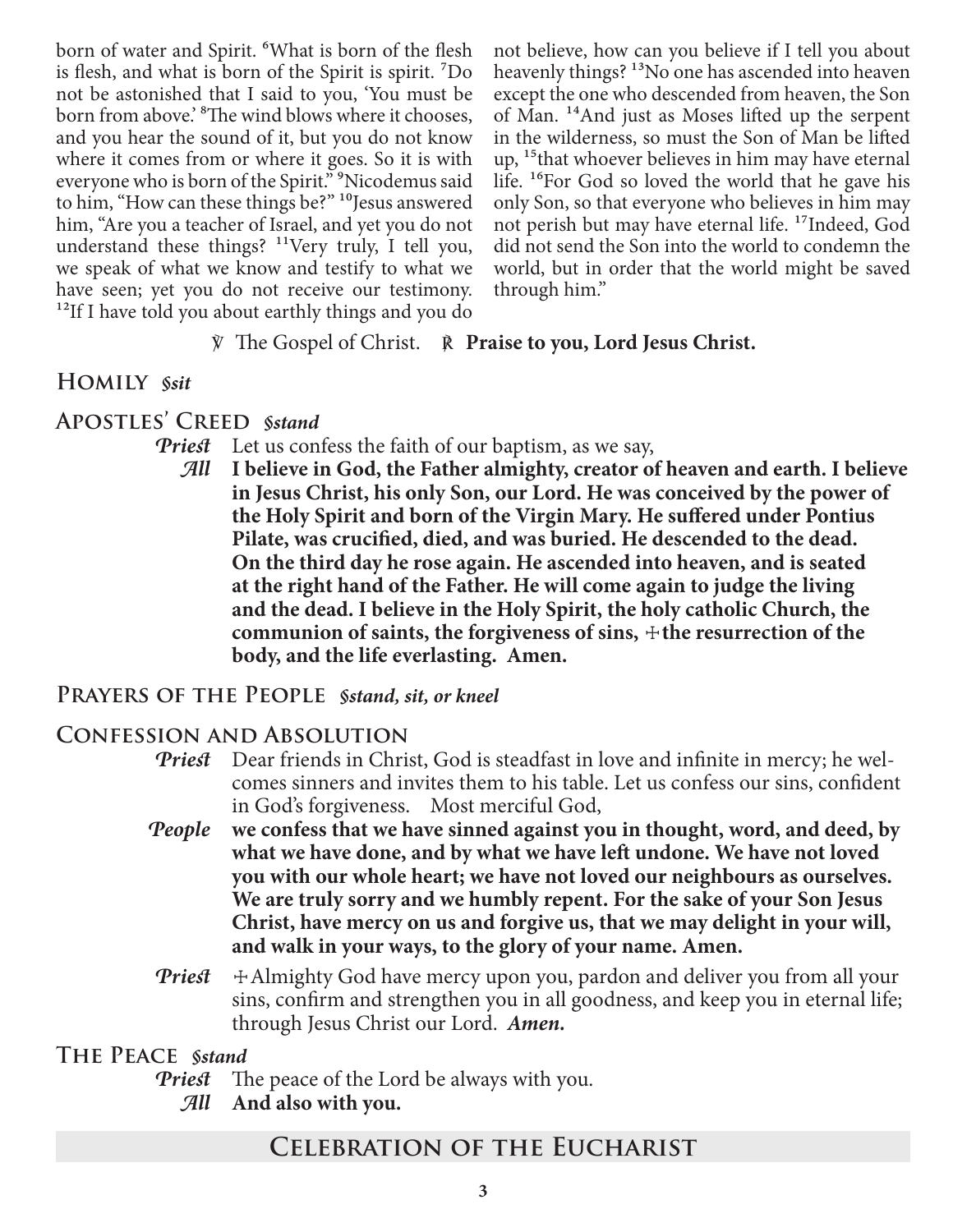born of water and Spirit. [6]What is born of the flesh is flesh, and what is born of the Spirit is spirit. [7]Do not be astonished that I said to you, 'You must be born from above.' [8]The wind blows where it chooses, and you hear the sound of it, but you do not know where it comes from or where it goes. So it is with everyone who is born of the Spirit." [9]Nicodemus said to him, "How can these things be?" [10]Jesus answered him, "Are you a teacher of Israel, and yet you do not understand these things? [11]Very truly, I tell you, we speak of what we know and testify to what we have seen; yet you do not receive our testimony. [12]If I have told you about earthly things and you do not believe, how can you believe if I tell you about heavenly things? [13]No one has ascended into heaven except the one who descended from heaven, the Son of Man. [14]And just as Moses lifted up the serpent in the wilderness, so must the Son of Man be lifted up, [15]that whoever believes in him may have eternal life. [16]For God so loved the world that he gave his only Son, so that everyone who believes in him may not perish but may have eternal life. [17]Indeed, God did not send the Son into the world to condemn the world, but in order that the world might be saved through him."

℣ The Gospel of Christ. ℟ **Praise to you, Lord Jesus Christ.**

## Homily *§sit*

## Apostles' Creed *§stand*

***Priest*** Let us confess the faith of our baptism, as we say,

***All*** **I believe in God, the Father almighty, creator of heaven and earth. I believe in Jesus Christ, his only Son, our Lord. He was conceived by the power of the Holy Spirit and born of the Virgin Mary. He suffered under Pontius Pilate, was crucified, died, and was buried. He descended to the dead. On the third day he rose again. He ascended into heaven, and is seated at the right hand of the Father. He will come again to judge the living and the dead. I believe in the Holy Spirit, the holy catholic Church, the communion of saints, the forgiveness of sins, ☩the resurrection of the body, and the life everlasting. Amen.**

## Prayers of the People *§stand, sit, or kneel*

## Confession and Absolution

***Priest*** Dear friends in Christ, God is steadfast in love and infinite in mercy; he welcomes sinners and invites them to his table. Let us confess our sins, confident in God's forgiveness. Most merciful God,

***People*** **we confess that we have sinned against you in thought, word, and deed, by what we have done, and by what we have left undone. We have not loved you with our whole heart; we have not loved our neighbours as ourselves. We are truly sorry and we humbly repent. For the sake of your Son Jesus Christ, have mercy on us and forgive us, that we may delight in your will, and walk in your ways, to the glory of your name. Amen.**

***Priest*** ☩Almighty God have mercy upon you, pardon and deliver you from all your sins, confirm and strengthen you in all goodness, and keep you in eternal life; through Jesus Christ our Lord. ***Amen.***

## The Peace *§stand*

***Priest*** The peace of the Lord be always with you.

***All*** **And also with you.**

# Celebration of the Eucharist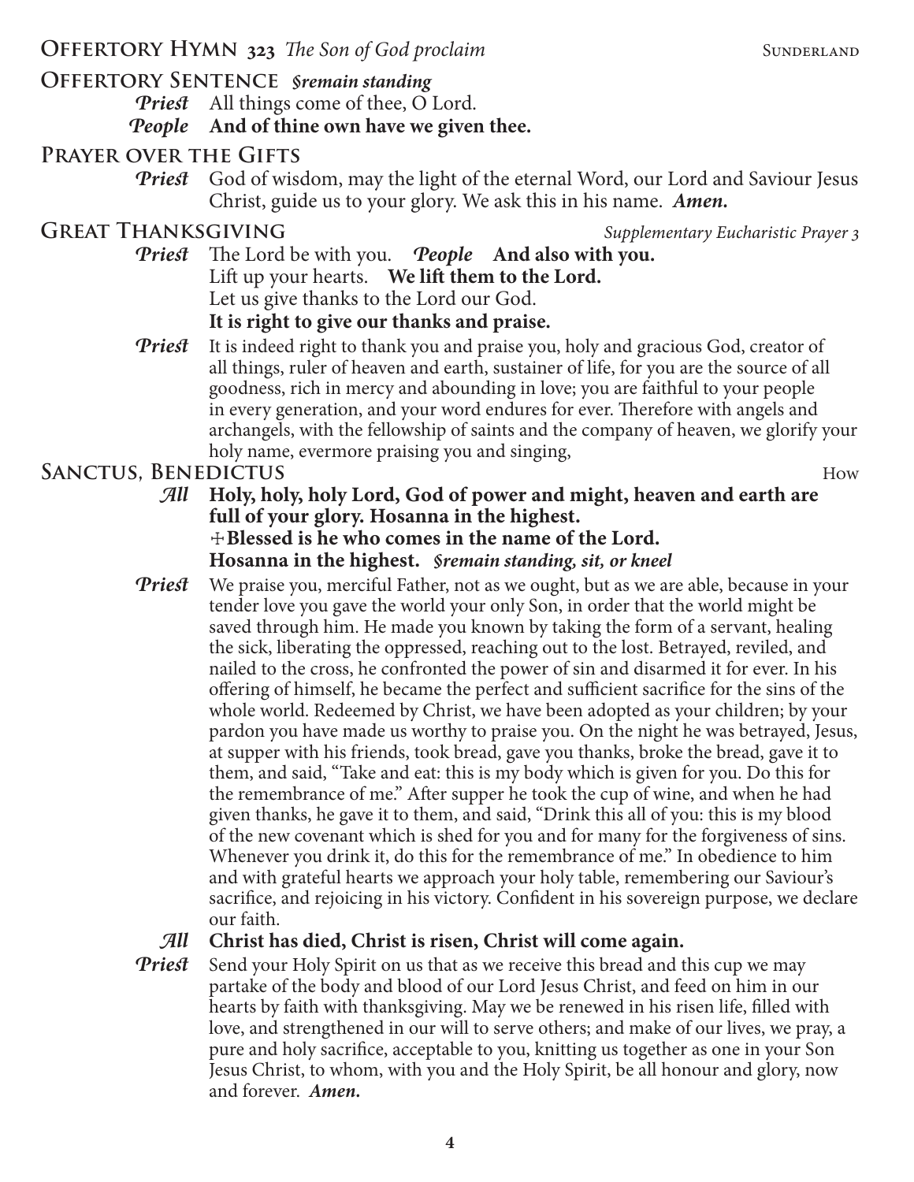## Offertory Hymn 323 *The Son of God proclaim* — Sunderland

## Offertory Sentence *§remain standing*

***Priest*** All things come of thee, O Lord.

***People*** **And of thine own have we given thee.**

## Prayer over the Gifts

***Priest*** God of wisdom, may the light of the eternal Word, our Lord and Saviour Jesus Christ, guide us to your glory. We ask this in his name. ***Amen.***

## Great Thanksgiving — *Supplementary Eucharistic Prayer 3*

***Priest*** The Lord be with you. ***People*** **And also with you.**

Lift up your hearts. **We lift them to the Lord.**

Let us give thanks to the Lord our God.

**It is right to give our thanks and praise.**

***Priest*** It is indeed right to thank you and praise you, holy and gracious God, creator of all things, ruler of heaven and earth, sustainer of life, for you are the source of all goodness, rich in mercy and abounding in love; you are faithful to your people in every generation, and your word endures for ever. Therefore with angels and archangels, with the fellowship of saints and the company of heaven, we glorify your holy name, evermore praising you and singing,

## Sanctus, Benedictus — How

***All*** **Holy, holy, holy Lord, God of power and might, heaven and earth are full of your glory. Hosanna in the highest.**
**☩Blessed is he who comes in the name of the Lord.**
**Hosanna in the highest.** ***§remain standing, sit, or kneel***

***Priest*** We praise you, merciful Father, not as we ought, but as we are able, because in your tender love you gave the world your only Son, in order that the world might be saved through him. He made you known by taking the form of a servant, healing the sick, liberating the oppressed, reaching out to the lost. Betrayed, reviled, and nailed to the cross, he confronted the power of sin and disarmed it for ever. In his offering of himself, he became the perfect and sufficient sacrifice for the sins of the whole world. Redeemed by Christ, we have been adopted as your children; by your pardon you have made us worthy to praise you. On the night he was betrayed, Jesus, at supper with his friends, took bread, gave you thanks, broke the bread, gave it to them, and said, "Take and eat: this is my body which is given for you. Do this for the remembrance of me." After supper he took the cup of wine, and when he had given thanks, he gave it to them, and said, "Drink this all of you: this is my blood of the new covenant which is shed for you and for many for the forgiveness of sins. Whenever you drink it, do this for the remembrance of me." In obedience to him and with grateful hearts we approach your holy table, remembering our Saviour's sacrifice, and rejoicing in his victory. Confident in his sovereign purpose, we declare our faith.

***All*** **Christ has died, Christ is risen, Christ will come again.**

***Priest*** Send your Holy Spirit on us that as we receive this bread and this cup we may partake of the body and blood of our Lord Jesus Christ, and feed on him in our hearts by faith with thanksgiving. May we be renewed in his risen life, filled with love, and strengthened in our will to serve others; and make of our lives, we pray, a pure and holy sacrifice, acceptable to you, knitting us together as one in your Son Jesus Christ, to whom, with you and the Holy Spirit, be all honour and glory, now and forever. ***Amen.***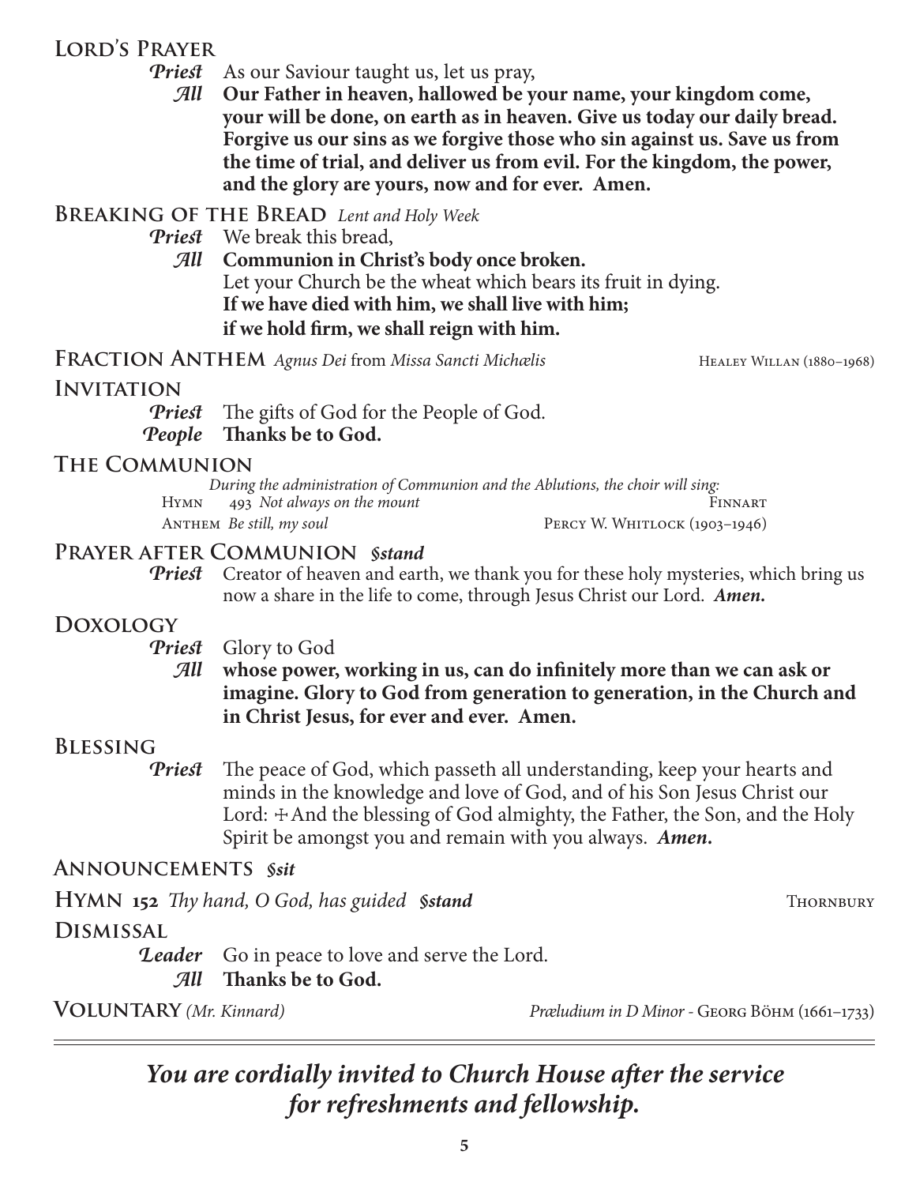## Lord's Prayer

***Priest*** As our Saviour taught us, let us pray,

***All*** **Our Father in heaven, hallowed be your name, your kingdom come, your will be done, on earth as in heaven. Give us today our daily bread. Forgive us our sins as we forgive those who sin against us. Save us from the time of trial, and deliver us from evil. For the kingdom, the power, and the glory are yours, now and for ever. Amen.**

## Breaking of the Bread *Lent and Holy Week*

***Priest*** We break this bread,

***All*** **Communion in Christ's body once broken.**

Let your Church be the wheat which bears its fruit in dying.

**If we have died with him, we shall live with him;**
**if we hold firm, we shall reign with him.**

## Fraction Anthem *Agnus Dei* from *Missa Sancti Michælis* — Healey Willan (1880–1968)

## Invitation

***Priest*** The gifts of God for the People of God.

***People*** **Thanks be to God.**

## The Communion

*During the administration of Communion and the Ablutions, the choir will sing:*

Hymn 493 *Not always on the mount* — Finnart

Anthem *Be still, my soul* — Percy W. Whitlock (1903–1946)

## Prayer after Communion *§stand*

***Priest*** Creator of heaven and earth, we thank you for these holy mysteries, which bring us now a share in the life to come, through Jesus Christ our Lord. ***Amen.***

## Doxology

***Priest*** Glory to God

***All*** **whose power, working in us, can do infinitely more than we can ask or imagine. Glory to God from generation to generation, in the Church and in Christ Jesus, for ever and ever. Amen.**

## Blessing

***Priest*** The peace of God, which passeth all understanding, keep your hearts and minds in the knowledge and love of God, and of his Son Jesus Christ our Lord: ☩ And the blessing of God almighty, the Father, the Son, and the Holy Spirit be amongst you and remain with you always. ***Amen.***

## Announcements *§sit*

## Hymn 152 *Thy hand, O God, has guided* *§stand* — Thornbury

## Dismissal

***Leader*** Go in peace to love and serve the Lord.

***All*** **Thanks be to God.**

## Voluntary *(Mr. Kinnard)* — *Præludium in D Minor* - Georg Böhm (1661–1733)

---

***You are cordially invited to Church House after the service for refreshments and fellowship.***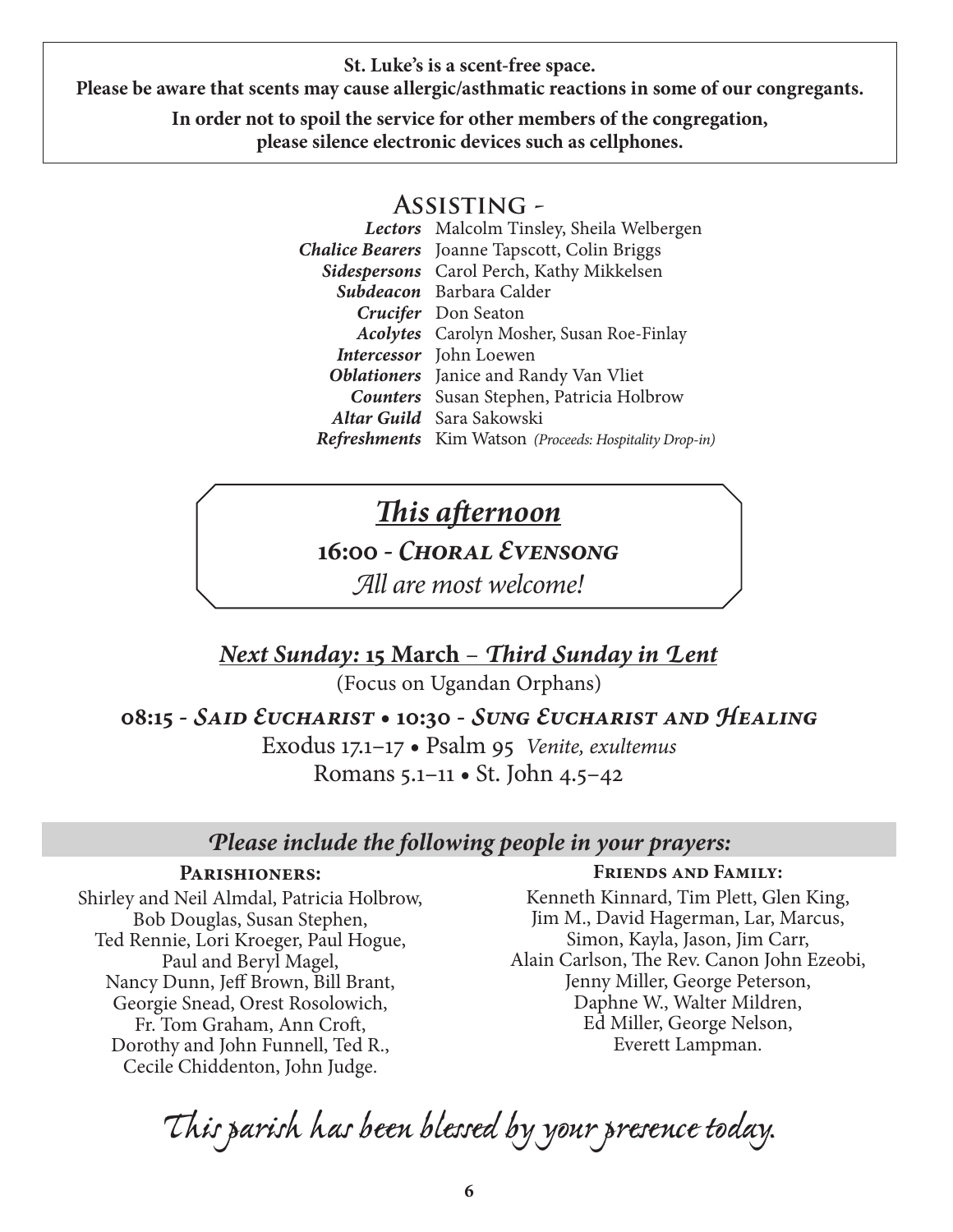**St. Luke's is a scent-free space.**
**Please be aware that scents may cause allergic/asthmatic reactions in some of our congregants.**

**In order not to spoil the service for other members of the congregation, please silence electronic devices such as cellphones.**

## Assisting -

| | |
|---|---|
| ***Lectors*** | Malcolm Tinsley, Sheila Welbergen |
| ***Chalice Bearers*** | Joanne Tapscott, Colin Briggs |
| ***Sidespersons*** | Carol Perch, Kathy Mikkelsen |
| ***Subdeacon*** | Barbara Calder |
| ***Crucifer*** | Don Seaton |
| ***Acolytes*** | Carolyn Mosher, Susan Roe-Finlay |
| ***Intercessor*** | John Loewen |
| ***Oblationers*** | Janice and Randy Van Vliet |
| ***Counters*** | Susan Stephen, Patricia Holbrow |
| ***Altar Guild*** | Sara Sakowski |
| ***Refreshments*** | Kim Watson *(Proceeds: Hospitality Drop-in)* |

## *This afternoon*

**16:00 - *Choral Evensong***

*All are most welcome!*

## *Next Sunday:* 15 March – *Third Sunday in Lent*

(Focus on Ugandan Orphans)

**08:15 - *Said Eucharist* • 10:30 - *Sung Eucharist and Healing***

Exodus 17.1–17 • Psalm 95 *Venite, exultemus*
Romans 5.1–11 • St. John 4.5–42

## *Please include the following people in your prayers:*

**Parishioners:**

Shirley and Neil Almdal, Patricia Holbrow, Bob Douglas, Susan Stephen, Ted Rennie, Lori Kroeger, Paul Hogue, Paul and Beryl Magel, Nancy Dunn, Jeff Brown, Bill Brant, Georgie Snead, Orest Rosolowich, Fr. Tom Graham, Ann Croft, Dorothy and John Funnell, Ted R., Cecile Chiddenton, John Judge.

**Friends and Family:**

Kenneth Kinnard, Tim Plett, Glen King, Jim M., David Hagerman, Lar, Marcus, Simon, Kayla, Jason, Jim Carr, Alain Carlson, The Rev. Canon John Ezeobi, Jenny Miller, George Peterson, Daphne W., Walter Mildren, Ed Miller, George Nelson, Everett Lampman.

*This parish has been blessed by your presence today.*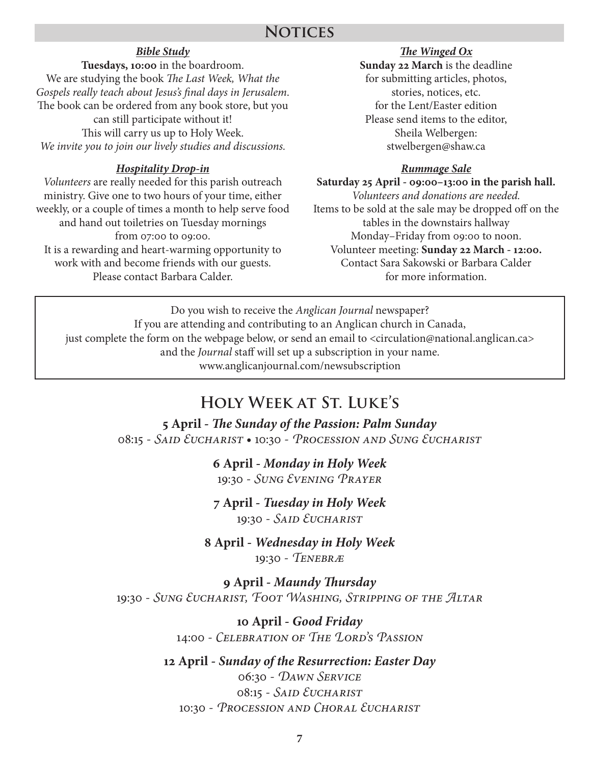# Notices

### ***Bible Study***

**Tuesdays, 10:00** in the boardroom.
We are studying the book *The Last Week, What the Gospels really teach about Jesus's final days in Jerusalem*.
The book can be ordered from any book store, but you can still participate without it!
This will carry us up to Holy Week.
*We invite you to join our lively studies and discussions.*

### ***Hospitality Drop-in***

*Volunteers* are really needed for this parish outreach ministry. Give one to two hours of your time, either weekly, or a couple of times a month to help serve food and hand out toiletries on Tuesday mornings from 07:00 to 09:00.
It is a rewarding and heart-warming opportunity to work with and become friends with our guests.
Please contact Barbara Calder.

### ***The Winged Ox***

**Sunday 22 March** is the deadline for submitting articles, photos, stories, notices, etc. for the Lent/Easter edition
Please send items to the editor, Sheila Welbergen:
stwelbergen@shaw.ca

### ***Rummage Sale***

**Saturday 25 April - 09:00–13:00 in the parish hall.**
*Volunteers and donations are needed.*
Items to be sold at the sale may be dropped off on the tables in the downstairs hallway Monday–Friday from 09:00 to noon.
Volunteer meeting: **Sunday 22 March - 12:00.**
Contact Sara Sakowski or Barbara Calder for more information.

---

Do you wish to receive the *Anglican Journal* newspaper?
If you are attending and contributing to an Anglican church in Canada, just complete the form on the webpage below, or send an email to <circulation@national.anglican.ca> and the *Journal* staff will set up a subscription in your name.
www.anglicanjournal.com/newsubscription

---

# Holy Week at St. Luke's

**5 April - *The Sunday of the Passion: Palm Sunday***
08:15 - *Said Eucharist* • 10:30 - *Procession and Sung Eucharist*

**6 April - *Monday in Holy Week***
19:30 - *Sung Evening Prayer*

**7 April - *Tuesday in Holy Week***
19:30 - *Said Eucharist*

**8 April - *Wednesday in Holy Week***
19:30 - *Tenebræ*

**9 April - *Maundy Thursday***
19:30 - *Sung Eucharist, Foot Washing, Stripping of the Altar*

**10 April - *Good Friday***
14:00 - *Celebration of The Lord's Passion*

**12 April - *Sunday of the Resurrection: Easter Day***
06:30 - *Dawn Service*
08:15 - *Said Eucharist*
10:30 - *Procession and Choral Eucharist*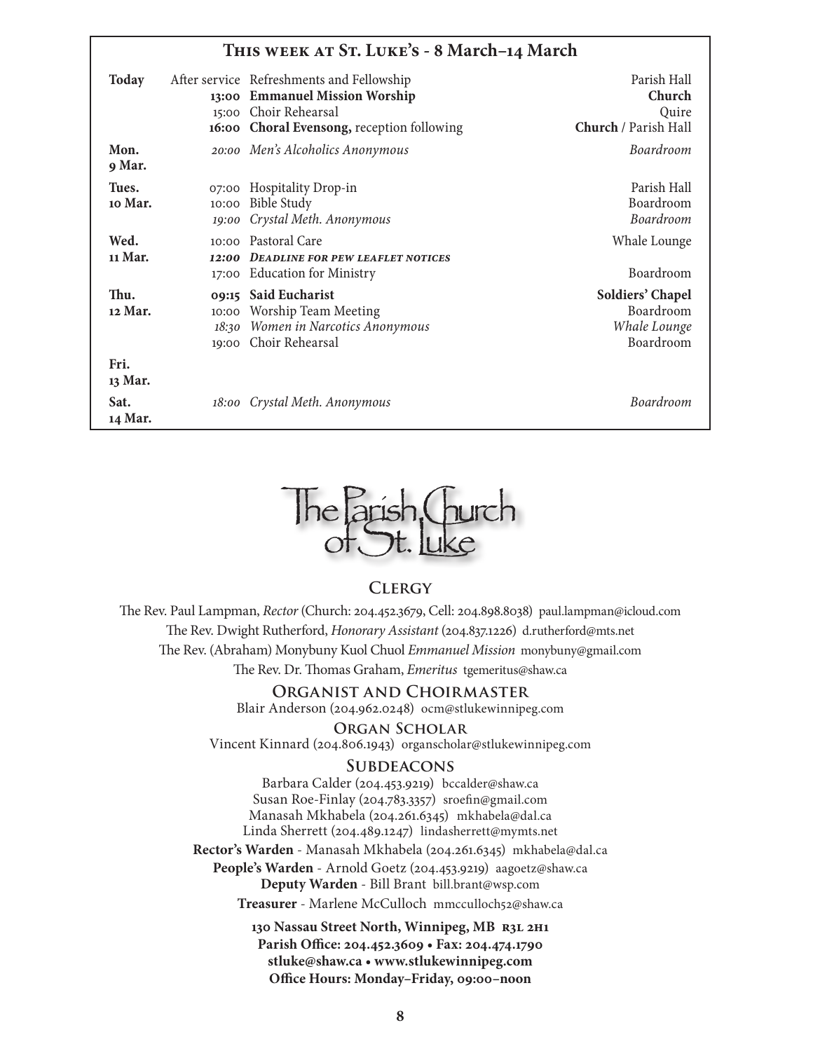## This week at St. Luke's - 8 March–14 March

| | | | |
|---|---|---|---|
| **Today** | After service | Refreshments and Fellowship | Parish Hall |
| | **13:00** | **Emmanuel Mission Worship** | **Church** |
| | 15:00 | Choir Rehearsal | Quire |
| | **16:00** | **Choral Evensong,** reception following | **Church** / Parish Hall |
| **Mon. 9 Mar.** | *20:00* | *Men's Alcoholics Anonymous* | *Boardroom* |
| **Tues. 10 Mar.** | 07:00 | Hospitality Drop-in | Parish Hall |
| | 10:00 | Bible Study | Boardroom |
| | *19:00* | *Crystal Meth. Anonymous* | *Boardroom* |
| **Wed. 11 Mar.** | 10:00 | Pastoral Care | Whale Lounge |
| | ***12:00*** | ***Deadline for pew leaflet notices*** | |
| | 17:00 | Education for Ministry | Boardroom |
| **Thu. 12 Mar.** | **09:15** | **Said Eucharist** | **Soldiers' Chapel** |
| | 10:00 | Worship Team Meeting | Boardroom |
| | *18:30* | *Women in Narcotics Anonymous* | *Whale Lounge* |
| | 19:00 | Choir Rehearsal | Boardroom |
| **Fri. 13 Mar.** | | | |
| **Sat. 14 Mar.** | *18:00* | *Crystal Meth. Anonymous* | *Boardroom* |

# The Parish Church of St. Luke

### Clergy

The Rev. Paul Lampman, *Rector* (Church: 204.452.3679, Cell: 204.898.8038) paul.lampman@icloud.com

The Rev. Dwight Rutherford, *Honorary Assistant* (204.837.1226) d.rutherford@mts.net

The Rev. (Abraham) Monybuny Kuol Chuol *Emmanuel Mission* monybuny@gmail.com

The Rev. Dr. Thomas Graham, *Emeritus* tgemeritus@shaw.ca

### Organist and Choirmaster

Blair Anderson (204.962.0248) ocm@stlukewinnipeg.com

### Organ Scholar

Vincent Kinnard (204.806.1943) organscholar@stlukewinnipeg.com

### Subdeacons

Barbara Calder (204.453.9219) bccalder@shaw.ca

Susan Roe-Finlay (204.783.3357) sroefin@gmail.com

Manasah Mkhabela (204.261.6345) mkhabela@dal.ca

Linda Sherrett (204.489.1247) lindasherrett@mymts.net

**Rector's Warden** - Manasah Mkhabela (204.261.6345) mkhabela@dal.ca

**People's Warden** - Arnold Goetz (204.453.9219) aagoetz@shaw.ca

**Deputy Warden** - Bill Brant bill.brant@wsp.com

**Treasurer** - Marlene McCulloch mmcculloch52@shaw.ca

**130 Nassau Street North, Winnipeg, MB R3L 2H1**
**Parish Office: 204.452.3609 • Fax: 204.474.1790**
**stluke@shaw.ca • www.stlukewinnipeg.com**
**Office Hours: Monday–Friday, 09:00–noon**